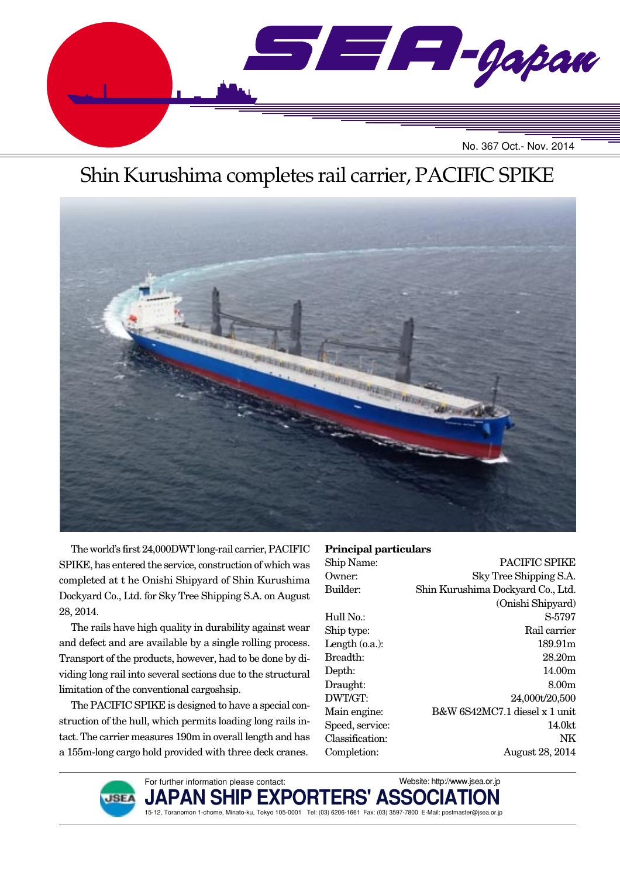# SEA-Japan

No. 367 Oct.- Nov. 2014

## Shin Kurushima completes rail carrier, PACIFIC SPIKE

The world's first 24,000DWT long-rail carrier, PACIFIC SPIKE, has entered the service, construction of which was completed at t he Onishi Shipyard of Shin Kurushima Dockyard Co., Ltd. for Sky Tree Shipping S.A. on August 28, 2014.

The rails have high quality in durability against wear and defect and are available by a single rolling process. Transport of the products, however, had to be done by dividing long rail into several sections due to the structural limitation of the conventional cargoshsip.

The PACIFIC SPIKE is designed to have a special construction of the hull, which permits loading long rails intact. The carrier measures 190m in overall length and has a 155m-long cargo hold provided with three deck cranes.

**Principal particulars**

| | |
|---|---|
| Ship Name: | PACIFIC SPIKE |
| Owner: | Sky Tree Shipping S.A. |
| Builder: | Shin Kurushima Dockyard Co., Ltd. (Onishi Shipyard) |
| Hull No.: | S-5797 |
| Ship type: | Rail carrier |
| Length (o.a.): | 189.91m |
| Breadth: | 28.20m |
| Depth: | 14.00m |
| Draught: | 8.00m |
| DWT/GT: | 24,000t/20,500 |
| Main engine: | B&W 6S42MC7.1 diesel x 1 unit |
| Speed, service: | 14.0kt |
| Classification: | NK |
| Completion: | August 28, 2014 |

For further information please contact:
Website: http://www.jsea.or.jp

**JAPAN SHIP EXPORTERS' ASSOCIATION**

15-12, Toranomon 1-chome, Minato-ku, Tokyo 105-0001 Tel: (03) 6206-1661 Fax: (03) 3597-7800 E-Mail: postmaster@jsea.or.jp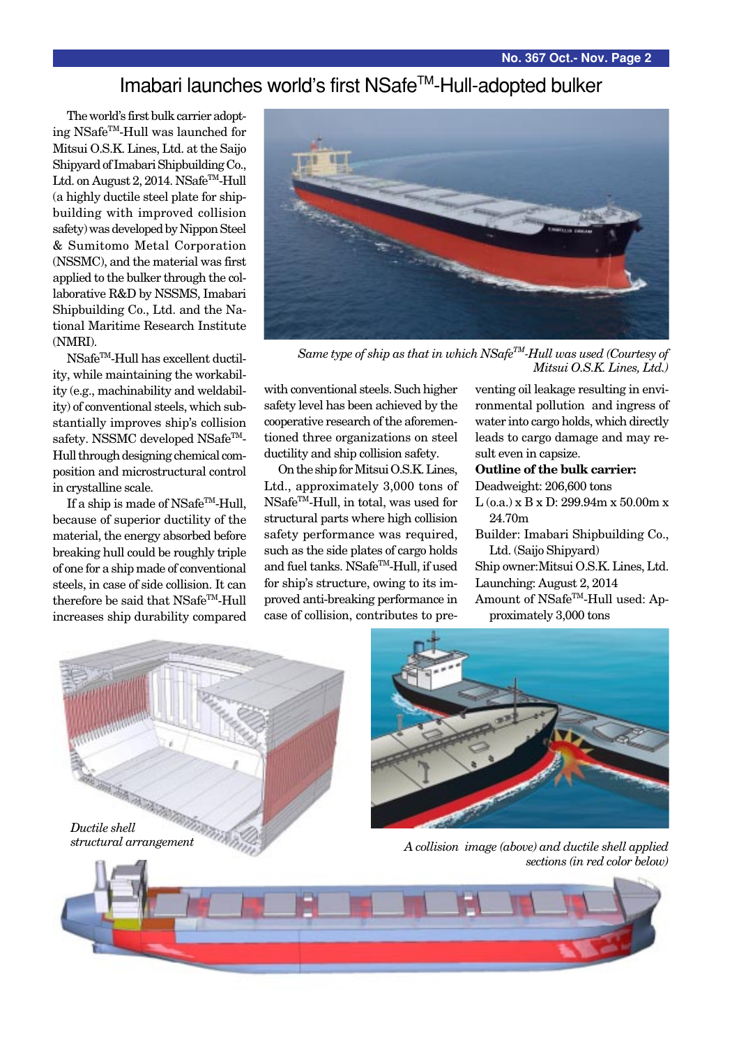# Imabari launches world's first NSafe™-Hull-adopted bulker

The world's first bulk carrier adopting NSafe™-Hull was launched for Mitsui O.S.K. Lines, Ltd. at the Saijo Shipyard of Imabari Shipbuilding Co., Ltd. on August 2, 2014. NSafe™-Hull (a highly ductile steel plate for shipbuilding with improved collision safety) was developed by Nippon Steel & Sumitomo Metal Corporation (NSSMC), and the material was first applied to the bulker through the collaborative R&D by NSSMS, Imabari Shipbuilding Co., Ltd. and the National Maritime Research Institute (NMRI).

NSafe™-Hull has excellent ductility, while maintaining the workability (e.g., machinability and weldability) of conventional steels, which substantially improves ship's collision safety. NSSMC developed NSafe™-Hull through designing chemical composition and microstructural control in crystalline scale.

If a ship is made of NSafe™-Hull, because of superior ductility of the material, the energy absorbed before breaking hull could be roughly triple of one for a ship made of conventional steels, in case of side collision. It can therefore be said that NSafe™-Hull increases ship durability compared with conventional steels. Such higher safety level has been achieved by the cooperative research of the aforementioned three organizations on steel ductility and ship collision safety.

*Same type of ship as that in which NSafe™-Hull was used (Courtesy of Mitsui O.S.K. Lines, Ltd.)*

On the ship for Mitsui O.S.K. Lines, Ltd., approximately 3,000 tons of NSafe™-Hull, in total, was used for structural parts where high collision safety performance was required, such as the side plates of cargo holds and fuel tanks. NSafe™-Hull, if used for ship's structure, owing to its improved anti-breaking performance in case of collision, contributes to preventing oil leakage resulting in environmental pollution and ingress of water into cargo holds, which directly leads to cargo damage and may result even in capsize.

**Outline of the bulk carrier:**

Deadweight: 206,600 tons

L (o.a.) x B x D: 299.94m x 50.00m x 24.70m

Builder: Imabari Shipbuilding Co., Ltd. (Saijo Shipyard)

Ship owner: Mitsui O.S.K. Lines, Ltd.

Launching: August 2, 2014

Amount of NSafe™-Hull used: Approximately 3,000 tons

*Ductile shell structural arrangement*

*A collision image (above) and ductile shell applied sections (in red color below)*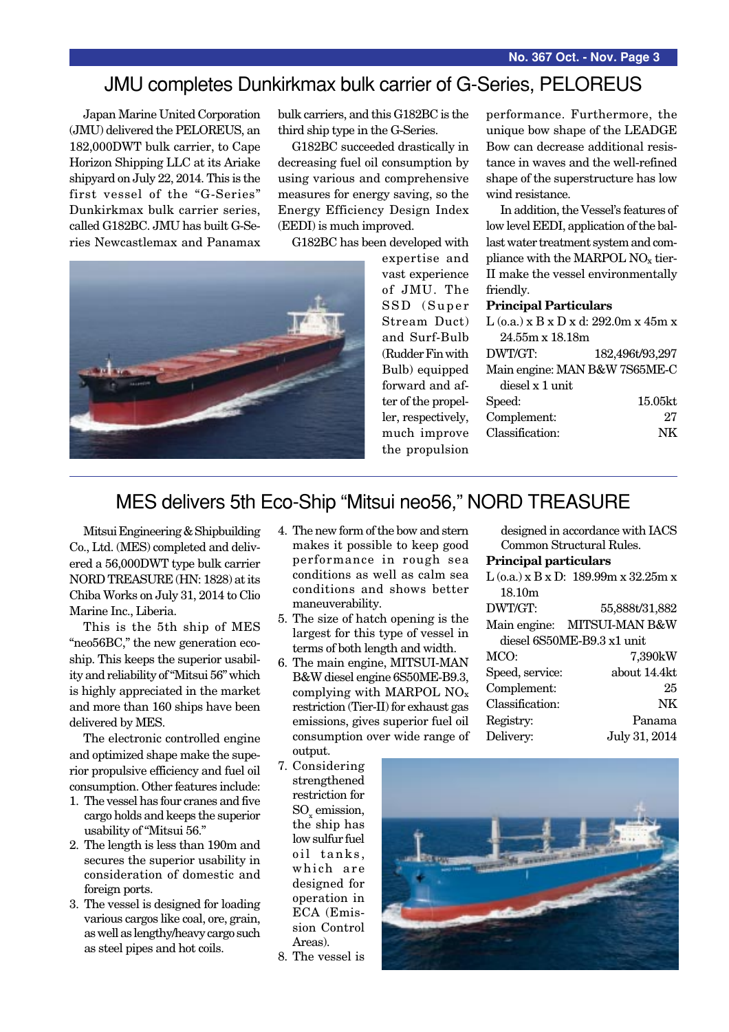## JMU completes Dunkirkmax bulk carrier of G-Series, PELOREUS

Japan Marine United Corporation (JMU) delivered the PELOREUS, an 182,000DWT bulk carrier, to Cape Horizon Shipping LLC at its Ariake shipyard on July 22, 2014. This is the first vessel of the "G-Series" Dunkirkmax bulk carrier series, called G182BC. JMU has built G-Series Newcastlemax and Panamax bulk carriers, and this G182BC is the third ship type in the G-Series.

G182BC succeeded drastically in decreasing fuel oil consumption by using various and comprehensive measures for energy saving, so the Energy Efficiency Design Index (EEDI) is much improved.

G182BC has been developed with expertise and vast experience of JMU. The SSD (Super Stream Duct) and Surf-Bulb (Rudder Fin with Bulb) equipped forward and after of the propeller, respectively, much improve the propulsion performance. Furthermore, the unique bow shape of the LEADGE Bow can decrease additional resistance in waves and the well-refined shape of the superstructure has low wind resistance.

In addition, the Vessel's features of low level EEDI, application of the ballast water treatment system and compliance with the MARPOL $NO_x$ tier-II make the vessel environmentally friendly.

**Principal Particulars**

L (o.a.) x B x D x d: 292.0m x 45m x 24.55m x 18.18m

| | |
|---|---|
| DWT/GT: | 182,496t/93,297 |
| Main engine: | MAN B&W 7S65ME-C diesel x 1 unit |
| Speed: | 15.05kt |
| Complement: | 27 |
| Classification: | NK |

## MES delivers 5th Eco-Ship "Mitsui neo56," NORD TREASURE

Mitsui Engineering & Shipbuilding Co., Ltd. (MES) completed and delivered a 56,000DWT type bulk carrier NORD TREASURE (HN: 1828) at its Chiba Works on July 31, 2014 to Clio Marine Inc., Liberia.

This is the 5th ship of MES "neo56BC," the new generation eco-ship. This keeps the superior usability and reliability of "Mitsui 56" which is highly appreciated in the market and more than 160 ships have been delivered by MES.

The electronic controlled engine and optimized shape make the superior propulsive efficiency and fuel oil consumption. Other features include:

1. The vessel has four cranes and five cargo holds and keeps the superior usability of "Mitsui 56."
2. The length is less than 190m and secures the superior usability in consideration of domestic and foreign ports.
3. The vessel is designed for loading various cargos like coal, ore, grain, as well as lengthy/heavy cargo such as steel pipes and hot coils.
4. The new form of the bow and stern makes it possible to keep good performance in rough sea conditions as well as calm sea conditions and shows better maneuverability.
5. The size of hatch opening is the largest for this type of vessel in terms of both length and width.
6. The main engine, MITSUI-MAN B&W diesel engine 6S50ME-B9.3, complying with MARPOL $NO_x$ restriction (Tier-II) for exhaust gas emissions, gives superior fuel oil consumption over wide range of output.
7. Considering strengthened restriction for $SO_x$ emission, the ship has low sulfur fuel oil tanks, which are designed for operation in ECA (Emission Control Areas).
8. The vessel is designed in accordance with IACS Common Structural Rules.

**Principal particulars**

L (o.a.) x B x D: 189.99m x 32.25m x 18.10m

| | |
|---|---|
| DWT/GT: | 55,888t/31,882 |
| Main engine: | MITSUI-MAN B&W diesel 6S50ME-B9.3 x1 unit |
| MCO: | 7,390kW |
| Speed, service: | about 14.4kt |
| Complement: | 25 |
| Classification: | NK |
| Registry: | Panama |
| Delivery: | July 31, 2014 |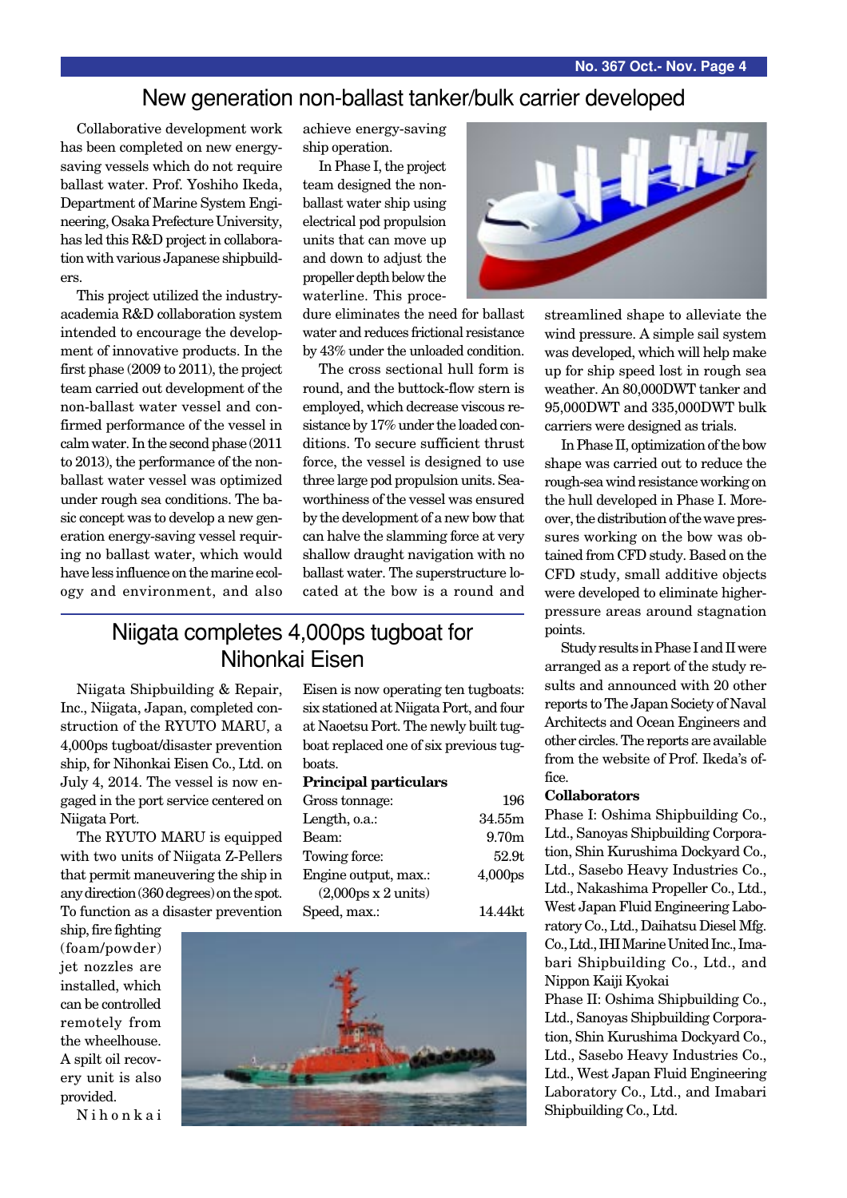## New generation non-ballast tanker/bulk carrier developed

Collaborative development work has been completed on new energy-saving vessels which do not require ballast water. Prof. Yoshiho Ikeda, Department of Marine System Engineering, Osaka Prefecture University, has led this R&D project in collaboration with various Japanese shipbuilders.

This project utilized the industry-academia R&D collaboration system intended to encourage the development of innovative products. In the first phase (2009 to 2011), the project team carried out development of the non-ballast water vessel and confirmed performance of the vessel in calm water. In the second phase (2011 to 2013), the performance of the non-ballast water vessel was optimized under rough sea conditions. The basic concept was to develop a new generation energy-saving vessel requiring no ballast water, which would have less influence on the marine ecology and environment, and also achieve energy-saving ship operation.

In Phase I, the project team designed the non-ballast water ship using electrical pod propulsion units that can move up and down to adjust the propeller depth below the waterline. This procedure eliminates the need for ballast water and reduces frictional resistance by 43% under the unloaded condition.

The cross sectional hull form is round, and the buttock-flow stern is employed, which decrease viscous resistance by 17% under the loaded conditions. To secure sufficient thrust force, the vessel is designed to use three large pod propulsion units. Seaworthiness of the vessel was ensured by the development of a new bow that can halve the slamming force at very shallow draught navigation with no ballast water. The superstructure located at the bow is a round and streamlined shape to alleviate the wind pressure. A simple sail system was developed, which will help make up for ship speed lost in rough sea weather. An 80,000DWT tanker and 95,000DWT and 335,000DWT bulk carriers were designed as trials.

In Phase II, optimization of the bow shape was carried out to reduce the rough-sea wind resistance working on the hull developed in Phase I. Moreover, the distribution of the wave pressures working on the bow was obtained from CFD study. Based on the CFD study, small additive objects were developed to eliminate higher-pressure areas around stagnation points.

Study results in Phase I and II were arranged as a report of the study results and announced with 20 other reports to The Japan Society of Naval Architects and Ocean Engineers and other circles. The reports are available from the website of Prof. Ikeda's office.

**Collaborators**

Phase I: Oshima Shipbuilding Co., Ltd., Sanoyas Shipbuilding Corporation, Shin Kurushima Dockyard Co., Ltd., Sasebo Heavy Industries Co., Ltd., Nakashima Propeller Co., Ltd., West Japan Fluid Engineering Laboratory Co., Ltd., Daihatsu Diesel Mfg. Co., Ltd., IHI Marine United Inc., Imabari Shipbuilding Co., Ltd., and Nippon Kaiji Kyokai

Phase II: Oshima Shipbuilding Co., Ltd., Sanoyas Shipbuilding Corporation, Shin Kurushima Dockyard Co., Ltd., Sasebo Heavy Industries Co., Ltd., West Japan Fluid Engineering Laboratory Co., Ltd., and Imabari Shipbuilding Co., Ltd.

## Niigata completes 4,000ps tugboat for Nihonkai Eisen

Niigata Shipbuilding & Repair, Inc., Niigata, Japan, completed construction of the RYUTO MARU, a 4,000ps tugboat/disaster prevention ship, for Nihonkai Eisen Co., Ltd. on July 4, 2014. The vessel is now engaged in the port service centered on Niigata Port.

The RYUTO MARU is equipped with two units of Niigata Z-Pellers that permit maneuvering the ship in any direction (360 degrees) on the spot. To function as a disaster prevention ship, fire fighting (foam/powder) jet nozzles are installed, which can be controlled remotely from the wheelhouse. A spilt oil recovery unit is also provided.

Nihonkai Eisen is now operating ten tugboats: six stationed at Niigata Port, and four at Naoetsu Port. The newly built tugboat replaced one of six previous tugboats.

**Principal particulars**

| | |
|---|---|
| Gross tonnage: | 196 |
| Length, o.a.: | 34.55m |
| Beam: | 9.70m |
| Towing force: | 52.9t |
| Engine output, max.: (2,000ps x 2 units) | 4,000ps |
| Speed, max.: | 14.44kt |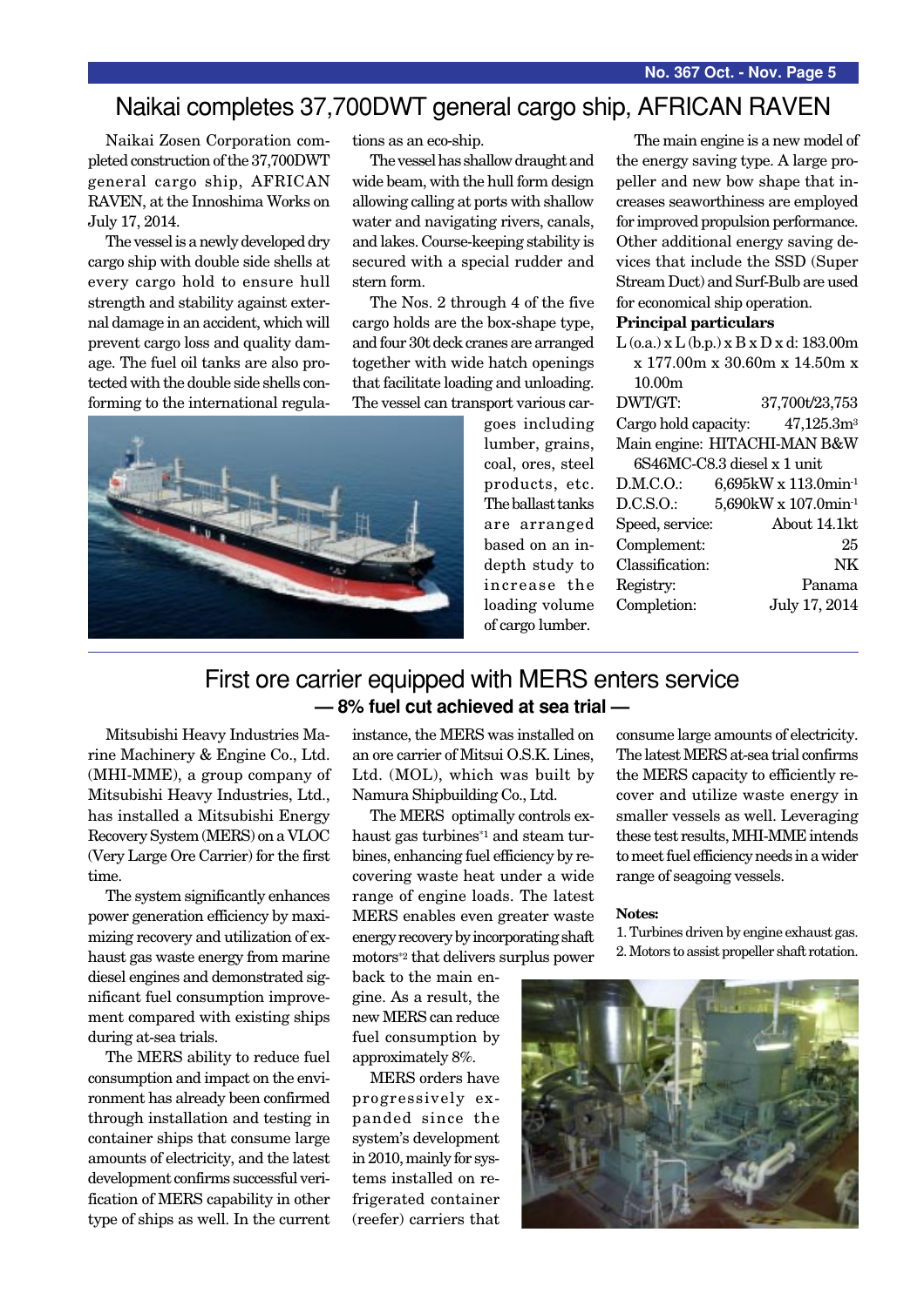# Naikai completes 37,700DWT general cargo ship, AFRICAN RAVEN

Naikai Zosen Corporation completed construction of the 37,700DWT general cargo ship, AFRICAN RAVEN, at the Innoshima Works on July 17, 2014.

The vessel is a newly developed dry cargo ship with double side shells at every cargo hold to ensure hull strength and stability against external damage in an accident, which will prevent cargo loss and quality damage. The fuel oil tanks are also protected with the double side shells conforming to the international regulations as an eco-ship.

The vessel has shallow draught and wide beam, with the hull form design allowing calling at ports with shallow water and navigating rivers, canals, and lakes. Course-keeping stability is secured with a special rudder and stern form.

The Nos. 2 through 4 of the five cargo holds are the box-shape type, and four 30t deck cranes are arranged together with wide hatch openings that facilitate loading and unloading. The vessel can transport various cargoes including lumber, grains, coal, ores, steel products, etc. The ballast tanks are arranged based on an in-depth study to increase the loading volume of cargo lumber.

The main engine is a new model of the energy saving type. A large propeller and new bow shape that increases seaworthiness are employed for improved propulsion performance. Other additional energy saving devices that include the SSD (Super Stream Duct) and Surf-Bulb are used for economical ship operation.

**Principal particulars**

L (o.a.) x L (b.p.) x B x D x d: 183.00m x 177.00m x 30.60m x 14.50m x 10.00m

| | |
|---|---|
| DWT/GT: | 37,700t/23,753 |
| Cargo hold capacity: | 47,125.3m³ |
| Main engine: | HITACHI-MAN B&W 6S46MC-C8.3 diesel x 1 unit |
| D.M.C.O.: | 6,695kW x 113.0min⁻¹ |
| D.C.S.O.: | 5,690kW x 107.0min⁻¹ |
| Speed, service: | About 14.1kt |
| Complement: | 25 |
| Classification: | NK |
| Registry: | Panama |
| Completion: | July 17, 2014 |

# First ore carrier equipped with MERS enters service

## — 8% fuel cut achieved at sea trial —

Mitsubishi Heavy Industries Marine Machinery & Engine Co., Ltd. (MHI-MME), a group company of Mitsubishi Heavy Industries, Ltd., has installed a Mitsubishi Energy Recovery System (MERS) on a VLOC (Very Large Ore Carrier) for the first time.

The system significantly enhances power generation efficiency by maximizing recovery and utilization of exhaust gas waste energy from marine diesel engines and demonstrated significant fuel consumption improvement compared with existing ships during at-sea trials.

The MERS ability to reduce fuel consumption and impact on the environment has already been confirmed through installation and testing in container ships that consume large amounts of electricity, and the latest development confirms successful verification of MERS capability in other type of ships as well. In the current instance, the MERS was installed on an ore carrier of Mitsui O.S.K. Lines, Ltd. (MOL), which was built by Namura Shipbuilding Co., Ltd.

The MERS optimally controls exhaust gas turbines[*1] and steam turbines, enhancing fuel efficiency by recovering waste heat under a wide range of engine loads. The latest MERS enables even greater waste energy recovery by incorporating shaft motors[*2] that delivers surplus power back to the main engine. As a result, the new MERS can reduce fuel consumption by approximately 8%.

MERS orders have progressively expanded since the system's development in 2010, mainly for systems installed on refrigerated container (reefer) carriers that consume large amounts of electricity. The latest MERS at-sea trial confirms the MERS capacity to efficiently recover and utilize waste energy in smaller vessels as well. Leveraging these test results, MHI-MME intends to meet fuel efficiency needs in a wider range of seagoing vessels.

**Notes:**

1. Turbines driven by engine exhaust gas.
2. Motors to assist propeller shaft rotation.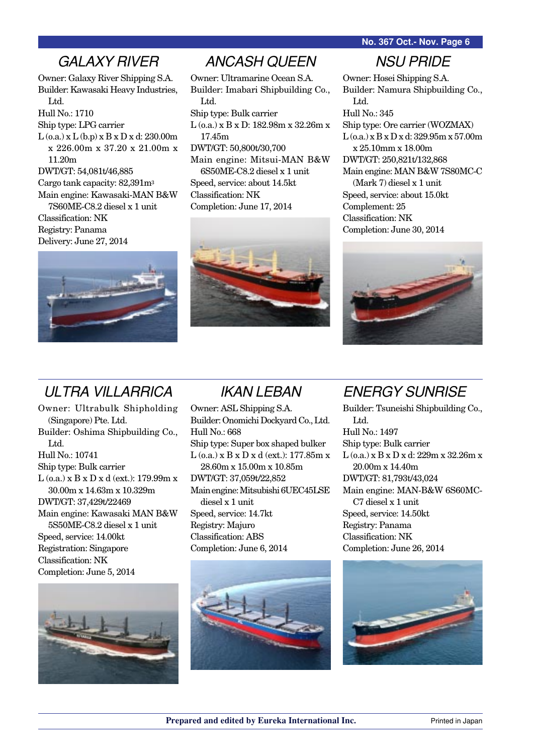## GALAXY RIVER

Owner: Galaxy River Shipping S.A.
Builder: Kawasaki Heavy Industries, Ltd.
Hull No.: 1710
Ship type: LPG carrier
L (o.a.) x L (b.p) x B x D x d: 230.00m x 226.00m x 37.20 x 21.00m x 11.20m
DWT/GT: 54,081t/46,885
Cargo tank capacity: 82,391m$^3$
Main engine: Kawasaki-MAN B&W 7S60ME-C8.2 diesel x 1 unit
Classification: NK
Registry: Panama
Delivery: June 27, 2014

## ANCASH QUEEN

Owner: Ultramarine Ocean S.A.
Builder: Imabari Shipbuilding Co., Ltd.
Ship type: Bulk carrier
L (o.a.) x B x D: 182.98m x 32.26m x 17.45m
DWT/GT: 50,800t/30,700
Main engine: Mitsui-MAN B&W 6S50ME-C8.2 diesel x 1 unit
Speed, service: about 14.5kt
Classification: NK
Completion: June 17, 2014

## NSU PRIDE

Owner: Hosei Shipping S.A.
Builder: Namura Shipbuilding Co., Ltd.
Hull No.: 345
Ship type: Ore carrier (WOZMAX)
L (o.a.) x B x D x d: 329.95m x 57.00m x 25.10mm x 18.00m
DWT/GT: 250,821t/132,868
Main engine: MAN B&W 7S80MC-C (Mark 7) diesel x 1 unit
Speed, service: about 15.0kt
Complement: 25
Classification: NK
Completion: June 30, 2014

## ULTRA VILLARRICA

Owner: Ultrabulk Shipholding (Singapore) Pte. Ltd.
Builder: Oshima Shipbuilding Co., Ltd.
Hull No.: 10741
Ship type: Bulk carrier
L (o.a.) x B x D x d (ext.): 179.99m x 30.00m x 14.63m x 10.329m
DWT/GT: 37,429t/22469
Main engine: Kawasaki MAN B&W 5S50ME-C8.2 diesel x 1 unit
Speed, service: 14.00kt
Registration: Singapore
Classification: NK
Completion: June 5, 2014

## IKAN LEBAN

Owner: ASL Shipping S.A.
Builder: Onomichi Dockyard Co., Ltd.
Hull No.: 668
Ship type: Super box shaped bulker
L (o.a.) x B x D x d (ext.): 177.85m x 28.60m x 15.00m x 10.85m
DWT/GT: 37,059t/22,852
Main engine: Mitsubishi 6UEC45LSE diesel x 1 unit
Speed, service: 14.7kt
Registry: Majuro
Classification: ABS
Completion: June 6, 2014

## ENERGY SUNRISE

Builder: Tsuneishi Shipbuilding Co., Ltd.
Hull No.: 1497
Ship type: Bulk carrier
L (o.a.) x B x D x d: 229m x 32.26m x 20.00m x 14.40m
DWT/GT: 81,793t/43,024
Main engine: MAN-B&W 6S60MC-C7 diesel x 1 unit
Speed, service: 14.50kt
Registry: Panama
Classification: NK
Completion: June 26, 2014

**Prepared and edited by Eureka International Inc.** Printed in Japan